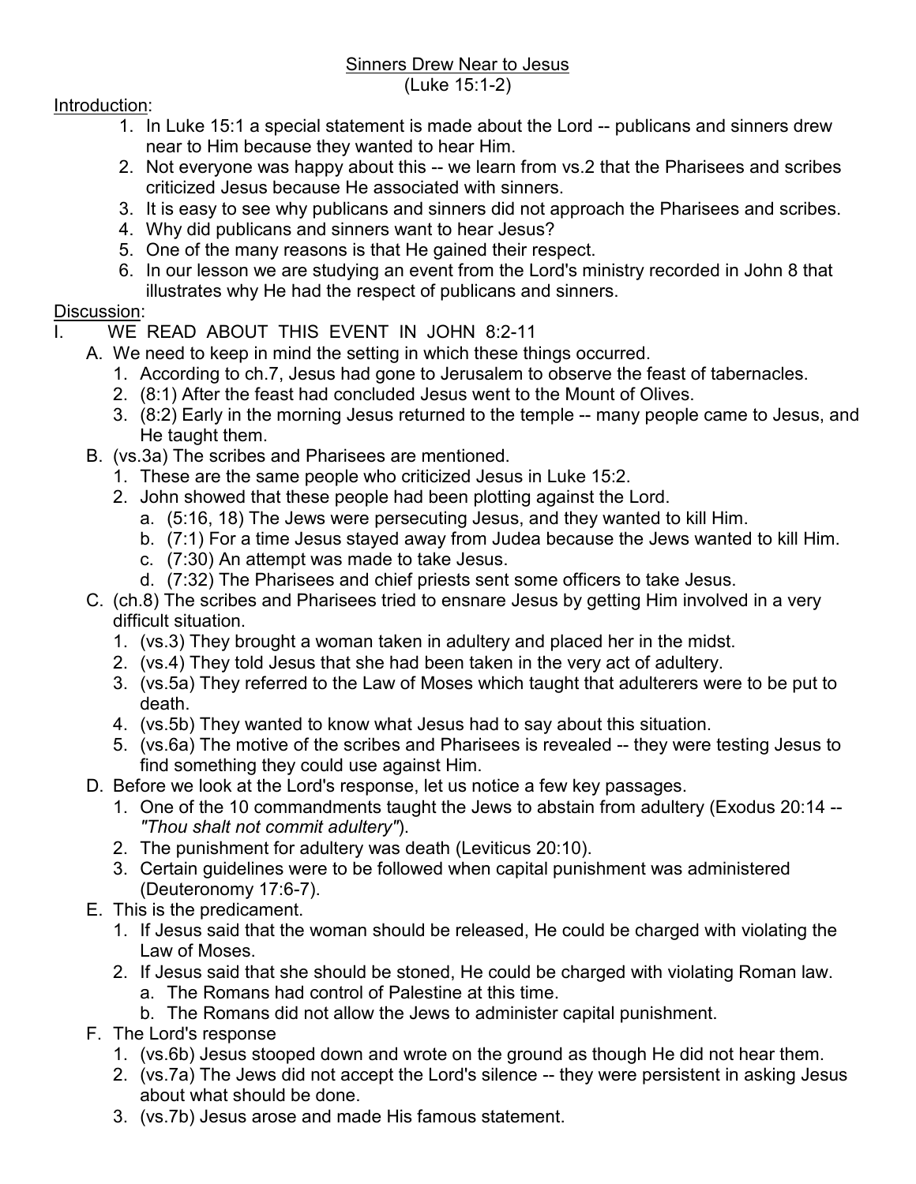# Sinners Drew Near to Jesus
(Luke 15:1-2)

Introduction:

1. In Luke 15:1 a special statement is made about the Lord -- publicans and sinners drew near to Him because they wanted to hear Him.
2. Not everyone was happy about this -- we learn from vs.2 that the Pharisees and scribes criticized Jesus because He associated with sinners.
3. It is easy to see why publicans and sinners did not approach the Pharisees and scribes.
4. Why did publicans and sinners want to hear Jesus?
5. One of the many reasons is that He gained their respect.
6. In our lesson we are studying an event from the Lord's ministry recorded in John 8 that illustrates why He had the respect of publicans and sinners.

Discussion:

I. WE READ ABOUT THIS EVENT IN JOHN 8:2-11
   - A. We need to keep in mind the setting in which these things occurred.
     1. According to ch.7, Jesus had gone to Jerusalem to observe the feast of tabernacles.
     2. (8:1) After the feast had concluded Jesus went to the Mount of Olives.
     3. (8:2) Early in the morning Jesus returned to the temple -- many people came to Jesus, and He taught them.
   - B. (vs.3a) The scribes and Pharisees are mentioned.
     1. These are the same people who criticized Jesus in Luke 15:2.
     2. John showed that these people had been plotting against the Lord.
        - a. (5:16, 18) The Jews were persecuting Jesus, and they wanted to kill Him.
        - b. (7:1) For a time Jesus stayed away from Judea because the Jews wanted to kill Him.
        - c. (7:30) An attempt was made to take Jesus.
        - d. (7:32) The Pharisees and chief priests sent some officers to take Jesus.
   - C. (ch.8) The scribes and Pharisees tried to ensnare Jesus by getting Him involved in a very difficult situation.
     1. (vs.3) They brought a woman taken in adultery and placed her in the midst.
     2. (vs.4) They told Jesus that she had been taken in the very act of adultery.
     3. (vs.5a) They referred to the Law of Moses which taught that adulterers were to be put to death.
     4. (vs.5b) They wanted to know what Jesus had to say about this situation.
     5. (vs.6a) The motive of the scribes and Pharisees is revealed -- they were testing Jesus to find something they could use against Him.
   - D. Before we look at the Lord's response, let us notice a few key passages.
     1. One of the 10 commandments taught the Jews to abstain from adultery (Exodus 20:14 -- *"Thou shalt not commit adultery"*).
     2. The punishment for adultery was death (Leviticus 20:10).
     3. Certain guidelines were to be followed when capital punishment was administered (Deuteronomy 17:6-7).
   - E. This is the predicament.
     1. If Jesus said that the woman should be released, He could be charged with violating the Law of Moses.
     2. If Jesus said that she should be stoned, He could be charged with violating Roman law.
        - a. The Romans had control of Palestine at this time.
        - b. The Romans did not allow the Jews to administer capital punishment.
   - F. The Lord's response
     1. (vs.6b) Jesus stooped down and wrote on the ground as though He did not hear them.
     2. (vs.7a) The Jews did not accept the Lord's silence -- they were persistent in asking Jesus about what should be done.
     3. (vs.7b) Jesus arose and made His famous statement.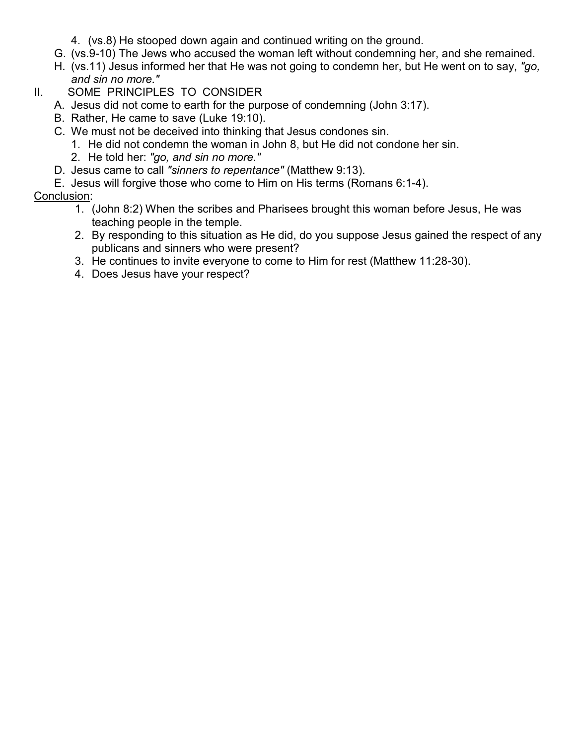4. (vs.8) He stooped down again and continued writing on the ground.

G. (vs.9-10) The Jews who accused the woman left without condemning her, and she remained.

H. (vs.11) Jesus informed her that He was not going to condemn her, but He went on to say, *"go, and sin no more."*

II. SOME PRINCIPLES TO CONSIDER

A. Jesus did not come to earth for the purpose of condemning (John 3:17).

B. Rather, He came to save (Luke 19:10).

C. We must not be deceived into thinking that Jesus condones sin.

1. He did not condemn the woman in John 8, but He did not condone her sin.
2. He told her: *"go, and sin no more."*

D. Jesus came to call *"sinners to repentance"* (Matthew 9:13).

E. Jesus will forgive those who come to Him on His terms (Romans 6:1-4).

<u>Conclusion</u>:

1. (John 8:2) When the scribes and Pharisees brought this woman before Jesus, He was teaching people in the temple.
2. By responding to this situation as He did, do you suppose Jesus gained the respect of any publicans and sinners who were present?
3. He continues to invite everyone to come to Him for rest (Matthew 11:28-30).
4. Does Jesus have your respect?